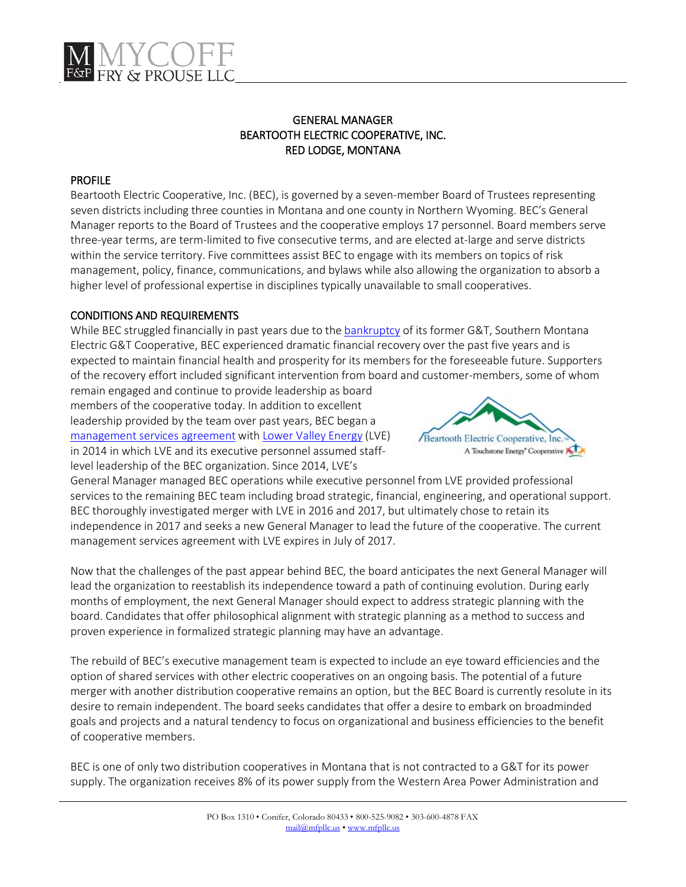# GENERAL MANAGER
# BEARTOOTH ELECTRIC COOPERATIVE, INC.
# RED LODGE, MONTANA

## PROFILE

Beartooth Electric Cooperative, Inc. (BEC), is governed by a seven-member Board of Trustees representing seven districts including three counties in Montana and one county in Northern Wyoming. BEC's General Manager reports to the Board of Trustees and the cooperative employs 17 personnel. Board members serve three-year terms, are term-limited to five consecutive terms, and are elected at-large and serve districts within the service territory. Five committees assist BEC to engage with its members on topics of risk management, policy, finance, communications, and bylaws while also allowing the organization to absorb a higher level of professional expertise in disciplines typically unavailable to small cooperatives.

## CONDITIONS AND REQUIREMENTS

While BEC struggled financially in past years due to the bankruptcy of its former G&T, Southern Montana Electric G&T Cooperative, BEC experienced dramatic financial recovery over the past five years and is expected to maintain financial health and prosperity for its members for the foreseeable future. Supporters of the recovery effort included significant intervention from board and customer-members, some of whom remain engaged and continue to provide leadership as board members of the cooperative today. In addition to excellent leadership provided by the team over past years, BEC began a management services agreement with Lower Valley Energy (LVE) in 2014 in which LVE and its executive personnel assumed staff-level leadership of the BEC organization. Since 2014, LVE's General Manager managed BEC operations while executive personnel from LVE provided professional services to the remaining BEC team including broad strategic, financial, engineering, and operational support. BEC thoroughly investigated merger with LVE in 2016 and 2017, but ultimately chose to retain its independence in 2017 and seeks a new General Manager to lead the future of the cooperative. The current management services agreement with LVE expires in July of 2017.

Now that the challenges of the past appear behind BEC, the board anticipates the next General Manager will lead the organization to reestablish its independence toward a path of continuing evolution. During early months of employment, the next General Manager should expect to address strategic planning with the board. Candidates that offer philosophical alignment with strategic planning as a method to success and proven experience in formalized strategic planning may have an advantage.

The rebuild of BEC's executive management team is expected to include an eye toward efficiencies and the option of shared services with other electric cooperatives on an ongoing basis. The potential of a future merger with another distribution cooperative remains an option, but the BEC Board is currently resolute in its desire to remain independent. The board seeks candidates that offer a desire to embark on broadminded goals and projects and a natural tendency to focus on organizational and business efficiencies to the benefit of cooperative members.

BEC is one of only two distribution cooperatives in Montana that is not contracted to a G&T for its power supply. The organization receives 8% of its power supply from the Western Area Power Administration and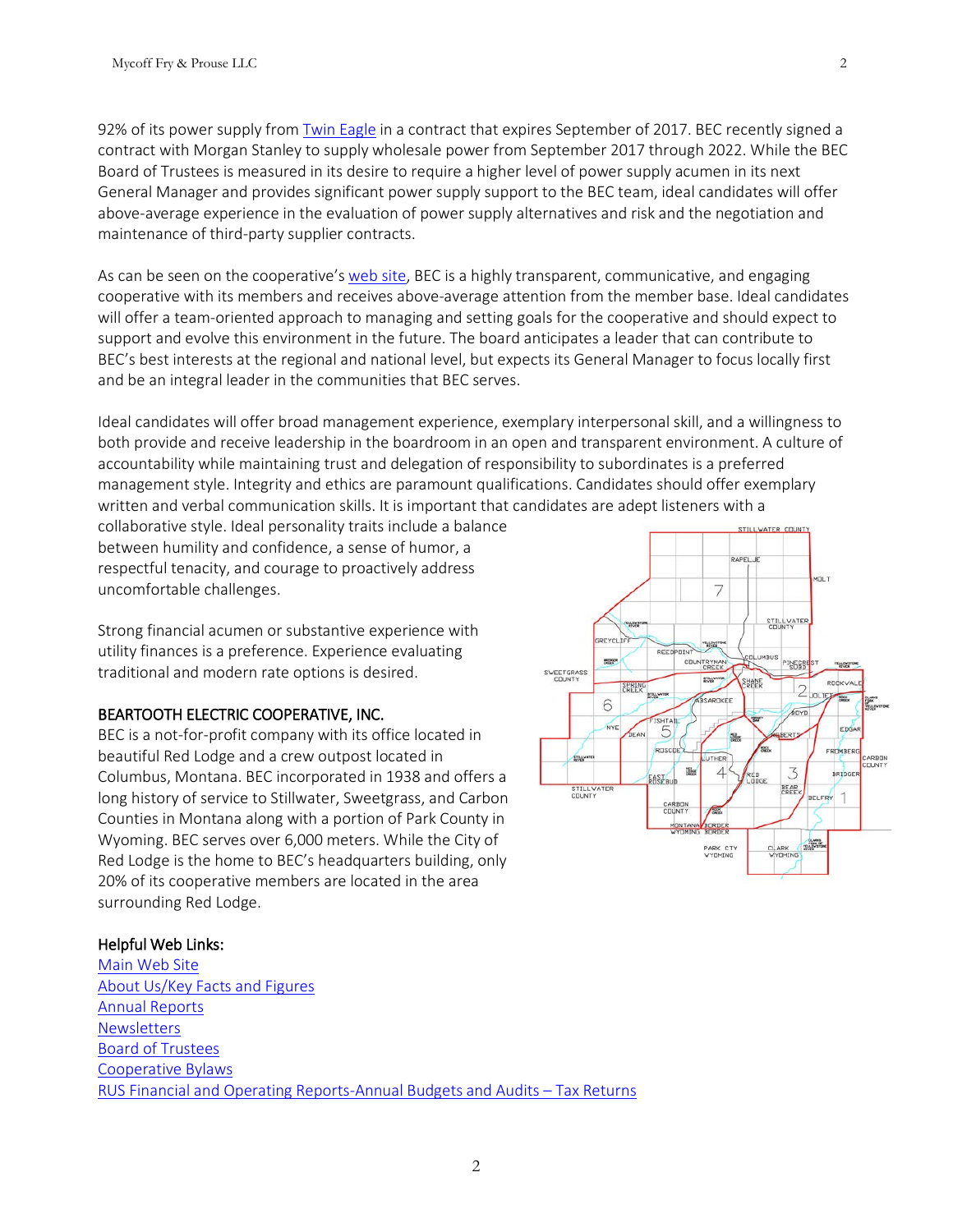92% of its power supply from [Twin Eagle](#) in a contract that expires September of 2017. BEC recently signed a contract with Morgan Stanley to supply wholesale power from September 2017 through 2022. While the BEC Board of Trustees is measured in its desire to require a higher level of power supply acumen in its next General Manager and provides significant power supply support to the BEC team, ideal candidates will offer above-average experience in the evaluation of power supply alternatives and risk and the negotiation and maintenance of third-party supplier contracts.

As can be seen on the cooperative's [web site](#), BEC is a highly transparent, communicative, and engaging cooperative with its members and receives above-average attention from the member base. Ideal candidates will offer a team-oriented approach to managing and setting goals for the cooperative and should expect to support and evolve this environment in the future. The board anticipates a leader that can contribute to BEC's best interests at the regional and national level, but expects its General Manager to focus locally first and be an integral leader in the communities that BEC serves.

Ideal candidates will offer broad management experience, exemplary interpersonal skill, and a willingness to both provide and receive leadership in the boardroom in an open and transparent environment. A culture of accountability while maintaining trust and delegation of responsibility to subordinates is a preferred management style. Integrity and ethics are paramount qualifications. Candidates should offer exemplary written and verbal communication skills. It is important that candidates are adept listeners with a collaborative style. Ideal personality traits include a balance between humility and confidence, a sense of humor, a respectful tenacity, and courage to proactively address uncomfortable challenges.

Strong financial acumen or substantive experience with utility finances is a preference. Experience evaluating traditional and modern rate options is desired.

## BEARTOOTH ELECTRIC COOPERATIVE, INC.

BEC is a not-for-profit company with its office located in beautiful Red Lodge and a crew outpost located in Columbus, Montana. BEC incorporated in 1938 and offers a long history of service to Stillwater, Sweetgrass, and Carbon Counties in Montana along with a portion of Park County in Wyoming. BEC serves over 6,000 meters. While the City of Red Lodge is the home to BEC's headquarters building, only 20% of its cooperative members are located in the area surrounding Red Lodge.

### Helpful Web Links:

[Main Web Site](#)
[About Us/Key Facts and Figures](#)
[Annual Reports](#)
[Newsletters](#)
[Board of Trustees](#)
[Cooperative Bylaws](#)
[RUS Financial and Operating Reports-Annual Budgets and Audits – Tax Returns](#)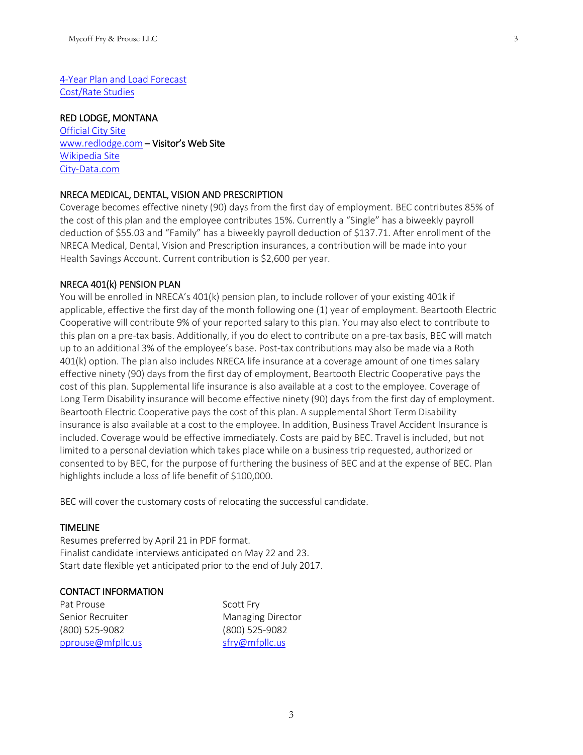[4-Year Plan and Load Forecast](#)
[Cost/Rate Studies](#)

## RED LODGE, MONTANA

[Official City Site](#)
[www.redlodge.com](#) – **Visitor's Web Site**
[Wikipedia Site](#)
[City-Data.com](#)

## NRECA MEDICAL, DENTAL, VISION AND PRESCRIPTION

Coverage becomes effective ninety (90) days from the first day of employment. BEC contributes 85% of the cost of this plan and the employee contributes 15%. Currently a "Single" has a biweekly payroll deduction of $55.03 and "Family" has a biweekly payroll deduction of $137.71. After enrollment of the NRECA Medical, Dental, Vision and Prescription insurances, a contribution will be made into your Health Savings Account. Current contribution is $2,600 per year.

## NRECA 401(k) PENSION PLAN

You will be enrolled in NRECA's 401(k) pension plan, to include rollover of your existing 401k if applicable, effective the first day of the month following one (1) year of employment. Beartooth Electric Cooperative will contribute 9% of your reported salary to this plan. You may also elect to contribute to this plan on a pre-tax basis. Additionally, if you do elect to contribute on a pre-tax basis, BEC will match up to an additional 3% of the employee's base. Post-tax contributions may also be made via a Roth 401(k) option. The plan also includes NRECA life insurance at a coverage amount of one times salary effective ninety (90) days from the first day of employment. Beartooth Electric Cooperative pays the cost of this plan. Supplemental life insurance is also available at a cost to the employee. Coverage of Long Term Disability insurance will become effective ninety (90) days from the first day of employment. Beartooth Electric Cooperative pays the cost of this plan. A supplemental Short Term Disability insurance is also available at a cost to the employee. In addition, Business Travel Accident Insurance is included. Coverage would be effective immediately. Costs are paid by BEC. Travel is included, but not limited to a personal deviation which takes place while on a business trip requested, authorized or consented to by BEC, for the purpose of furthering the business of BEC and at the expense of BEC. Plan highlights include a loss of life benefit of $100,000.

BEC will cover the customary costs of relocating the successful candidate.

## TIMELINE

Resumes preferred by April 21 in PDF format.
Finalist candidate interviews anticipated on May 22 and 23.
Start date flexible yet anticipated prior to the end of July 2017.

## CONTACT INFORMATION

Pat Prouse
Senior Recruiter
(800) 525-9082
[pprouse@mfpllc.us](mailto:pprouse@mfpllc.us)

Scott Fry
Managing Director
(800) 525-9082
[sfry@mfpllc.us](mailto:sfry@mfpllc.us)